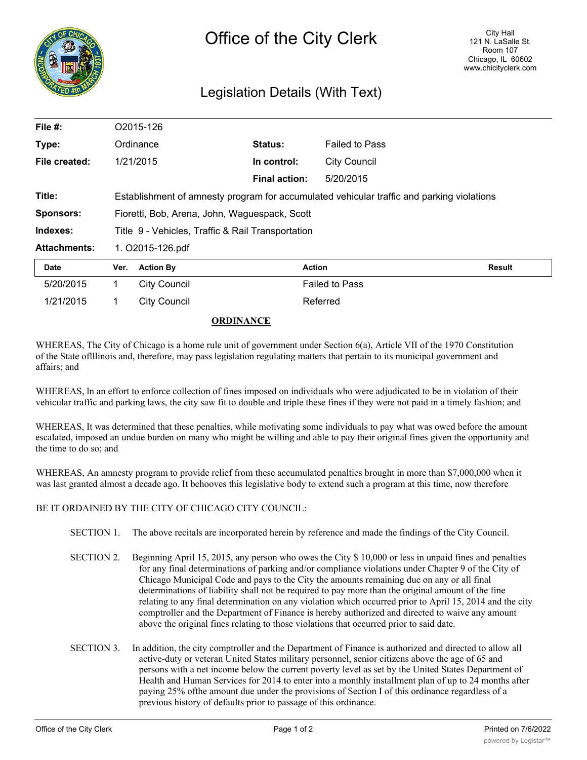# Office of the City Clerk

City Hall
121 N. LaSalle St.
Room 107
Chicago, IL 60602
www.chicityclerk.com

## Legislation Details (With Text)

| | | | |
|---|---|---|---|
| **File #:** | O2015-126 | | |
| **Type:** | Ordinance | **Status:** | Failed to Pass |
| **File created:** | 1/21/2015 | **In control:** | City Council |
| | | **Final action:** | 5/20/2015 |
| **Title:** | Establishment of amnesty program for accumulated vehicular traffic and parking violations | | |
| **Sponsors:** | Fioretti, Bob, Arena, John, Waguespack, Scott | | |
| **Indexes:** | Title 9 - Vehicles, Traffic & Rail Transportation | | |
| **Attachments:** | 1. O2015-126.pdf | | |

| Date | Ver. | Action By | Action | Result |
|---|---|---|---|---|
| 5/20/2015 | 1 | City Council | Failed to Pass | |
| 1/21/2015 | 1 | City Council | Referred | |

**ORDINANCE**

WHEREAS, The City of Chicago is a home rule unit of government under Section 6(a), Article VII of the 1970 Constitution of the State oflllinois and, therefore, may pass legislation regulating matters that pertain to its municipal government and affairs; and

WHEREAS, ln an effort to enforce collection of fines imposed on individuals who were adjudicated to be in violation of their vehicular traffic and parking laws, the city saw fit to double and triple these fines if they were not paid in a timely fashion; and

WHEREAS, It was determined that these penalties, while motivating some individuals to pay what was owed before the amount escalated, imposed an undue burden on many who might be willing and able to pay their original fines given the opportunity and the time to do so; and

WHEREAS, An amnesty program to provide relief from these accumulated penalties brought in more than $7,000,000 when it was last granted almost a decade ago. It behooves this legislative body to extend such a program at this time, now therefore

BE IT ORDAINED BY THE CITY OF CHICAGO CITY COUNCIL:

SECTION 1. The above recitals are incorporated herein by reference and made the findings of the City Council.

SECTION 2. Beginning April 15, 2015, any person who owes the City $ 10,000 or less in unpaid fines and penalties for any final determinations of parking and/or compliance violations under Chapter 9 of the City of Chicago Municipal Code and pays to the City the amounts remaining due on any or all final determinations of liability shall not be required to pay more than the original amount of the fine relating to any final determination on any violation which occurred prior to April 15, 2014 and the city comptroller and the Department of Finance is hereby authorized and directed to waive any amount above the original fines relating to those violations that occurred prior to said date.

SECTION 3. In addition, the city comptroller and the Department of Finance is authorized and directed to allow all active-duty or veteran United States military personnel, senior citizens above the age of 65 and persons with a net income below the current poverty level as set by the United States Department of Health and Human Services for 2014 to enter into a monthly installment plan of up to 24 months after paying 25% ofthe amount due under the provisions of Section I of this ordinance regardless of a previous history of defaults prior to passage of this ordinance.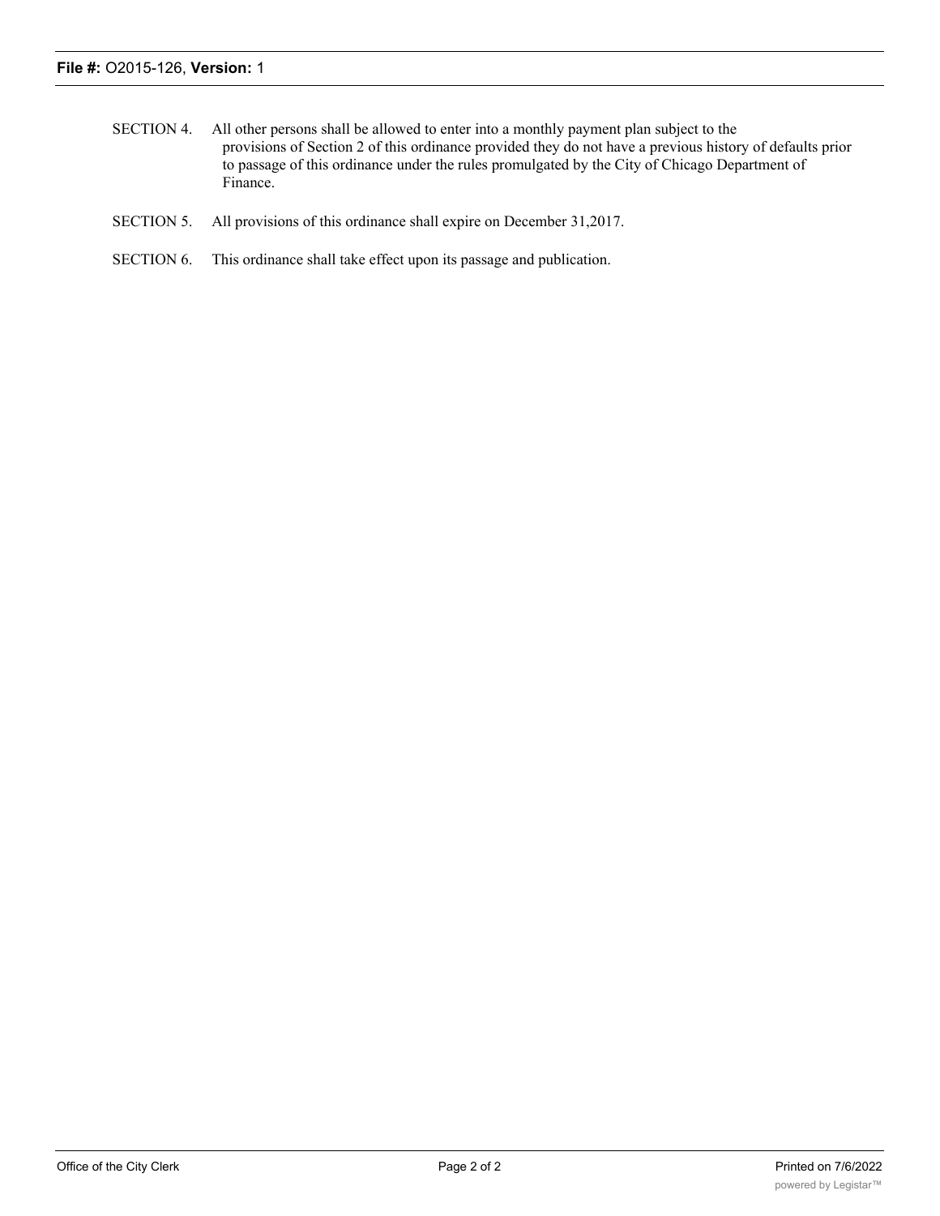SECTION 4. All other persons shall be allowed to enter into a monthly payment plan subject to the provisions of Section 2 of this ordinance provided they do not have a previous history of defaults prior to passage of this ordinance under the rules promulgated by the City of Chicago Department of Finance.

SECTION 5. All provisions of this ordinance shall expire on December 31,2017.

SECTION 6. This ordinance shall take effect upon its passage and publication.